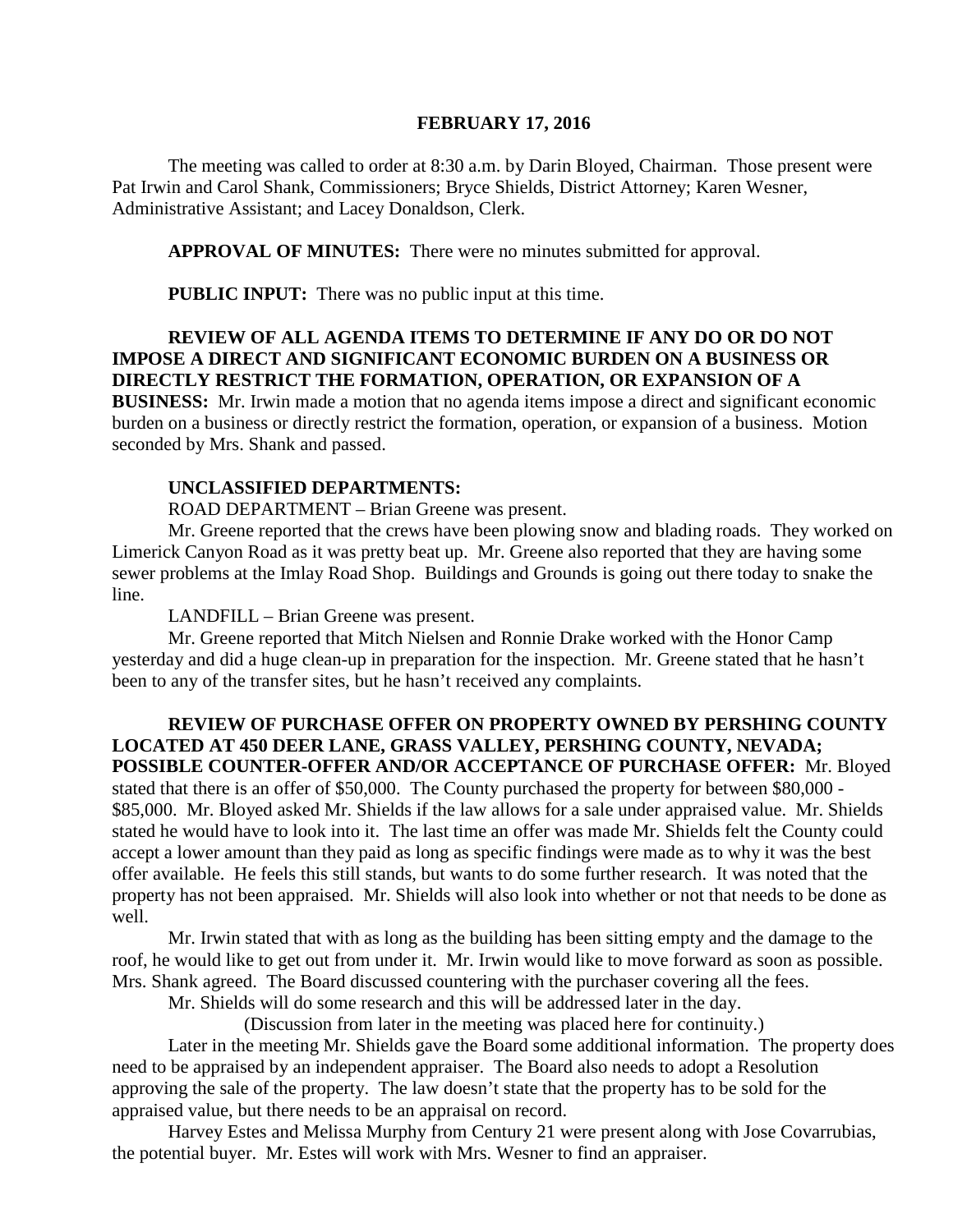**FEBRUARY 17, 2016**

The meeting was called to order at 8:30 a.m. by Darin Bloyed, Chairman. Those present were Pat Irwin and Carol Shank, Commissioners; Bryce Shields, District Attorney; Karen Wesner, Administrative Assistant; and Lacey Donaldson, Clerk.

**APPROVAL OF MINUTES:** There were no minutes submitted for approval.

**PUBLIC INPUT:** There was no public input at this time.

**REVIEW OF ALL AGENDA ITEMS TO DETERMINE IF ANY DO OR DO NOT IMPOSE A DIRECT AND SIGNIFICANT ECONOMIC BURDEN ON A BUSINESS OR DIRECTLY RESTRICT THE FORMATION, OPERATION, OR EXPANSION OF A BUSINESS:** Mr. Irwin made a motion that no agenda items impose a direct and significant economic burden on a business or directly restrict the formation, operation, or expansion of a business. Motion seconded by Mrs. Shank and passed.

**UNCLASSIFIED DEPARTMENTS:**

ROAD DEPARTMENT – Brian Greene was present.

Mr. Greene reported that the crews have been plowing snow and blading roads. They worked on Limerick Canyon Road as it was pretty beat up. Mr. Greene also reported that they are having some sewer problems at the Imlay Road Shop. Buildings and Grounds is going out there today to snake the line.

LANDFILL – Brian Greene was present.

Mr. Greene reported that Mitch Nielsen and Ronnie Drake worked with the Honor Camp yesterday and did a huge clean-up in preparation for the inspection. Mr. Greene stated that he hasn't been to any of the transfer sites, but he hasn't received any complaints.

**REVIEW OF PURCHASE OFFER ON PROPERTY OWNED BY PERSHING COUNTY LOCATED AT 450 DEER LANE, GRASS VALLEY, PERSHING COUNTY, NEVADA; POSSIBLE COUNTER-OFFER AND/OR ACCEPTANCE OF PURCHASE OFFER:** Mr. Bloyed stated that there is an offer of $50,000. The County purchased the property for between $80,000 - $85,000. Mr. Bloyed asked Mr. Shields if the law allows for a sale under appraised value. Mr. Shields stated he would have to look into it. The last time an offer was made Mr. Shields felt the County could accept a lower amount than they paid as long as specific findings were made as to why it was the best offer available. He feels this still stands, but wants to do some further research. It was noted that the property has not been appraised. Mr. Shields will also look into whether or not that needs to be done as well.

Mr. Irwin stated that with as long as the building has been sitting empty and the damage to the roof, he would like to get out from under it. Mr. Irwin would like to move forward as soon as possible. Mrs. Shank agreed. The Board discussed countering with the purchaser covering all the fees.

Mr. Shields will do some research and this will be addressed later in the day.

(Discussion from later in the meeting was placed here for continuity.)

Later in the meeting Mr. Shields gave the Board some additional information. The property does need to be appraised by an independent appraiser. The Board also needs to adopt a Resolution approving the sale of the property. The law doesn't state that the property has to be sold for the appraised value, but there needs to be an appraisal on record.

Harvey Estes and Melissa Murphy from Century 21 were present along with Jose Covarrubias, the potential buyer. Mr. Estes will work with Mrs. Wesner to find an appraiser.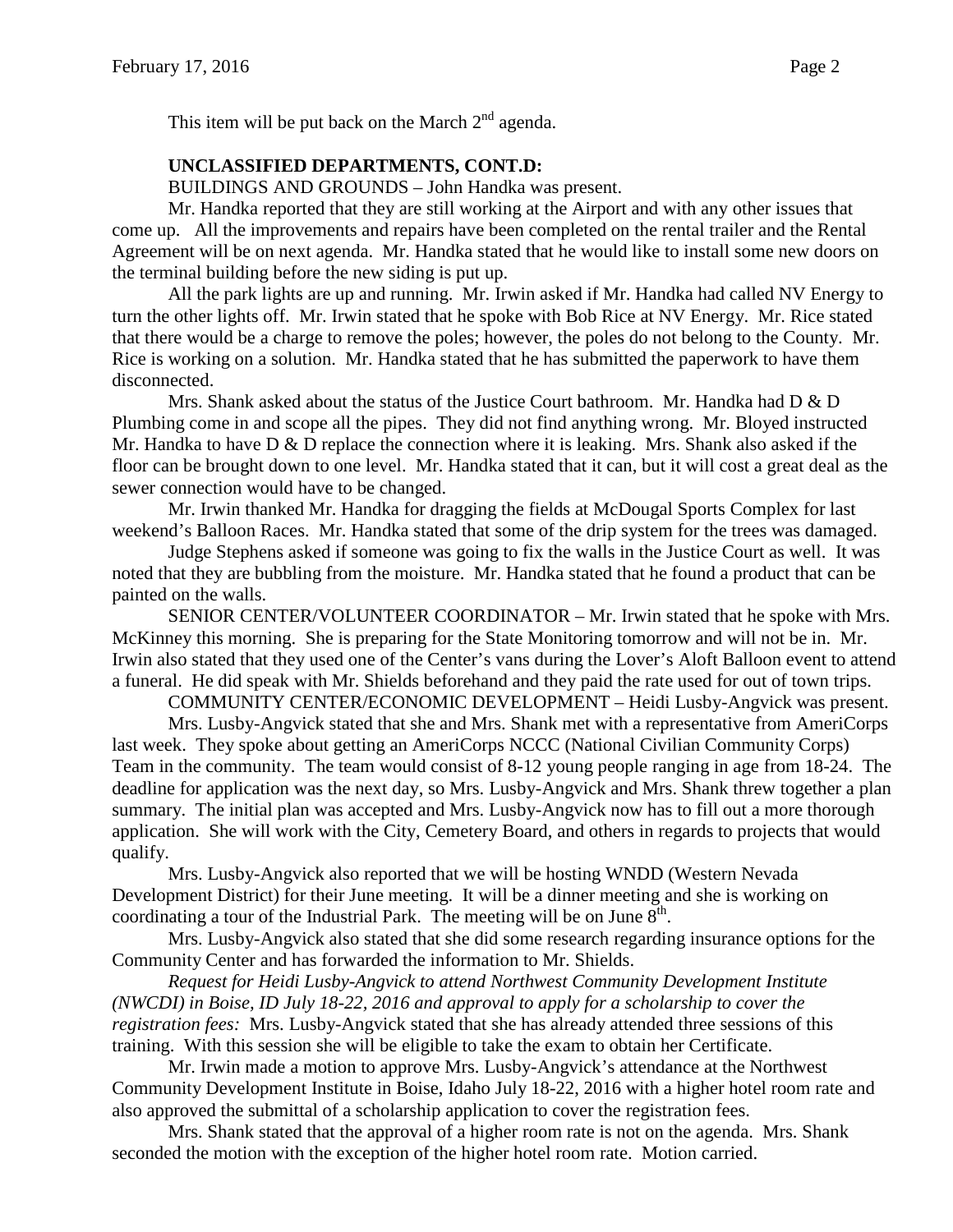This item will be put back on the March 2nd agenda.

**UNCLASSIFIED DEPARTMENTS, CONT.D:**

BUILDINGS AND GROUNDS – John Handka was present.

Mr. Handka reported that they are still working at the Airport and with any other issues that come up. All the improvements and repairs have been completed on the rental trailer and the Rental Agreement will be on next agenda. Mr. Handka stated that he would like to install some new doors on the terminal building before the new siding is put up.

All the park lights are up and running. Mr. Irwin asked if Mr. Handka had called NV Energy to turn the other lights off. Mr. Irwin stated that he spoke with Bob Rice at NV Energy. Mr. Rice stated that there would be a charge to remove the poles; however, the poles do not belong to the County. Mr. Rice is working on a solution. Mr. Handka stated that he has submitted the paperwork to have them disconnected.

Mrs. Shank asked about the status of the Justice Court bathroom. Mr. Handka had D & D Plumbing come in and scope all the pipes. They did not find anything wrong. Mr. Bloyed instructed Mr. Handka to have D & D replace the connection where it is leaking. Mrs. Shank also asked if the floor can be brought down to one level. Mr. Handka stated that it can, but it will cost a great deal as the sewer connection would have to be changed.

Mr. Irwin thanked Mr. Handka for dragging the fields at McDougal Sports Complex for last weekend's Balloon Races. Mr. Handka stated that some of the drip system for the trees was damaged.

Judge Stephens asked if someone was going to fix the walls in the Justice Court as well. It was noted that they are bubbling from the moisture. Mr. Handka stated that he found a product that can be painted on the walls.

SENIOR CENTER/VOLUNTEER COORDINATOR – Mr. Irwin stated that he spoke with Mrs. McKinney this morning. She is preparing for the State Monitoring tomorrow and will not be in. Mr. Irwin also stated that they used one of the Center's vans during the Lover's Aloft Balloon event to attend a funeral. He did speak with Mr. Shields beforehand and they paid the rate used for out of town trips.

COMMUNITY CENTER/ECONOMIC DEVELOPMENT – Heidi Lusby-Angvick was present.

Mrs. Lusby-Angvick stated that she and Mrs. Shank met with a representative from AmeriCorps last week. They spoke about getting an AmeriCorps NCCC (National Civilian Community Corps) Team in the community. The team would consist of 8-12 young people ranging in age from 18-24. The deadline for application was the next day, so Mrs. Lusby-Angvick and Mrs. Shank threw together a plan summary. The initial plan was accepted and Mrs. Lusby-Angvick now has to fill out a more thorough application. She will work with the City, Cemetery Board, and others in regards to projects that would qualify.

Mrs. Lusby-Angvick also reported that we will be hosting WNDD (Western Nevada Development District) for their June meeting. It will be a dinner meeting and she is working on coordinating a tour of the Industrial Park. The meeting will be on June 8th.

Mrs. Lusby-Angvick also stated that she did some research regarding insurance options for the Community Center and has forwarded the information to Mr. Shields.

*Request for Heidi Lusby-Angvick to attend Northwest Community Development Institute (NWCDI) in Boise, ID July 18-22, 2016 and approval to apply for a scholarship to cover the registration fees:* Mrs. Lusby-Angvick stated that she has already attended three sessions of this training. With this session she will be eligible to take the exam to obtain her Certificate.

Mr. Irwin made a motion to approve Mrs. Lusby-Angvick's attendance at the Northwest Community Development Institute in Boise, Idaho July 18-22, 2016 with a higher hotel room rate and also approved the submittal of a scholarship application to cover the registration fees.

Mrs. Shank stated that the approval of a higher room rate is not on the agenda. Mrs. Shank seconded the motion with the exception of the higher hotel room rate. Motion carried.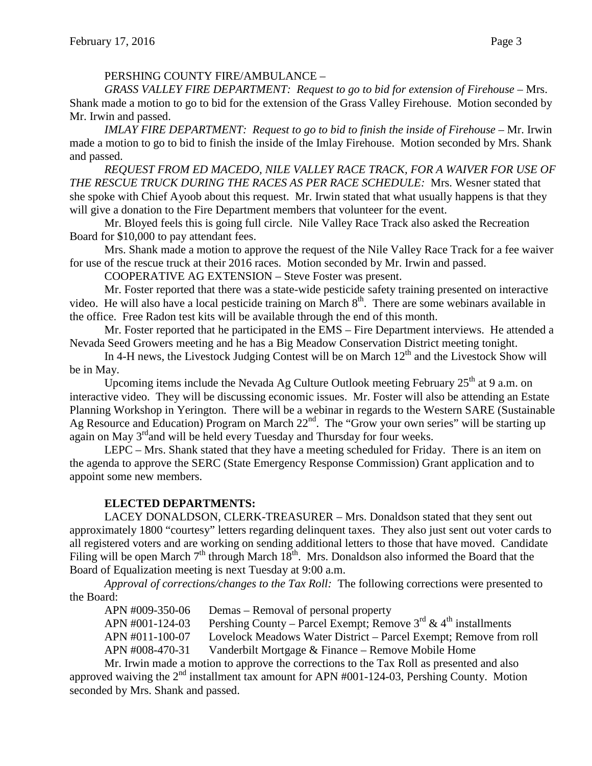PERSHING COUNTY FIRE/AMBULANCE –

*GRASS VALLEY FIRE DEPARTMENT: Request to go to bid for extension of Firehouse* – Mrs. Shank made a motion to go to bid for the extension of the Grass Valley Firehouse. Motion seconded by Mr. Irwin and passed.

*IMLAY FIRE DEPARTMENT: Request to go to bid to finish the inside of Firehouse* – Mr. Irwin made a motion to go to bid to finish the inside of the Imlay Firehouse. Motion seconded by Mrs. Shank and passed.

*REQUEST FROM ED MACEDO, NILE VALLEY RACE TRACK, FOR A WAIVER FOR USE OF THE RESCUE TRUCK DURING THE RACES AS PER RACE SCHEDULE:* Mrs. Wesner stated that she spoke with Chief Ayoob about this request. Mr. Irwin stated that what usually happens is that they will give a donation to the Fire Department members that volunteer for the event.

Mr. Bloyed feels this is going full circle. Nile Valley Race Track also asked the Recreation Board for $10,000 to pay attendant fees.

Mrs. Shank made a motion to approve the request of the Nile Valley Race Track for a fee waiver for use of the rescue truck at their 2016 races. Motion seconded by Mr. Irwin and passed.

COOPERATIVE AG EXTENSION – Steve Foster was present.

Mr. Foster reported that there was a state-wide pesticide safety training presented on interactive video. He will also have a local pesticide training on March 8th. There are some webinars available in the office. Free Radon test kits will be available through the end of this month.

Mr. Foster reported that he participated in the EMS – Fire Department interviews. He attended a Nevada Seed Growers meeting and he has a Big Meadow Conservation District meeting tonight.

In 4-H news, the Livestock Judging Contest will be on March 12th and the Livestock Show will be in May.

Upcoming items include the Nevada Ag Culture Outlook meeting February 25th at 9 a.m. on interactive video. They will be discussing economic issues. Mr. Foster will also be attending an Estate Planning Workshop in Yerington. There will be a webinar in regards to the Western SARE (Sustainable Ag Resource and Education) Program on March 22nd. The "Grow your own series" will be starting up again on May 3rd and will be held every Tuesday and Thursday for four weeks.

LEPC – Mrs. Shank stated that they have a meeting scheduled for Friday. There is an item on the agenda to approve the SERC (State Emergency Response Commission) Grant application and to appoint some new members.

**ELECTED DEPARTMENTS:**

LACEY DONALDSON, CLERK-TREASURER – Mrs. Donaldson stated that they sent out approximately 1800 "courtesy" letters regarding delinquent taxes. They also just sent out voter cards to all registered voters and are working on sending additional letters to those that have moved. Candidate Filing will be open March 7th through March 18th. Mrs. Donaldson also informed the Board that the Board of Equalization meeting is next Tuesday at 9:00 a.m.

*Approval of corrections/changes to the Tax Roll:* The following corrections were presented to the Board:

APN #009-350-06 Demas – Removal of personal property
APN #001-124-03 Pershing County – Parcel Exempt; Remove 3rd & 4th installments
APN #011-100-07 Lovelock Meadows Water District – Parcel Exempt; Remove from roll
APN #008-470-31 Vanderbilt Mortgage & Finance – Remove Mobile Home

Mr. Irwin made a motion to approve the corrections to the Tax Roll as presented and also approved waiving the 2nd installment tax amount for APN #001-124-03, Pershing County. Motion seconded by Mrs. Shank and passed.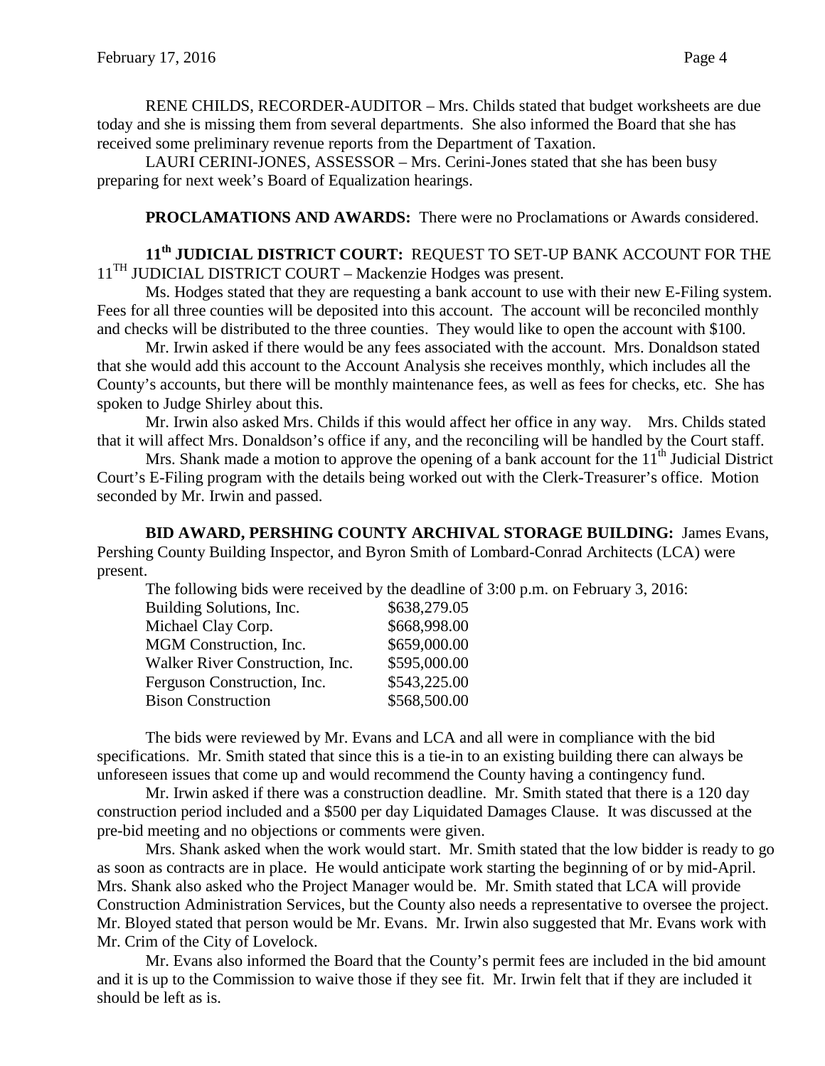RENE CHILDS, RECORDER-AUDITOR – Mrs. Childs stated that budget worksheets are due today and she is missing them from several departments. She also informed the Board that she has received some preliminary revenue reports from the Department of Taxation.

LAURI CERINI-JONES, ASSESSOR – Mrs. Cerini-Jones stated that she has been busy preparing for next week's Board of Equalization hearings.

**PROCLAMATIONS AND AWARDS:** There were no Proclamations or Awards considered.

**11th JUDICIAL DISTRICT COURT:** REQUEST TO SET-UP BANK ACCOUNT FOR THE 11TH JUDICIAL DISTRICT COURT – Mackenzie Hodges was present.

Ms. Hodges stated that they are requesting a bank account to use with their new E-Filing system. Fees for all three counties will be deposited into this account. The account will be reconciled monthly and checks will be distributed to the three counties. They would like to open the account with $100.

Mr. Irwin asked if there would be any fees associated with the account. Mrs. Donaldson stated that she would add this account to the Account Analysis she receives monthly, which includes all the County's accounts, but there will be monthly maintenance fees, as well as fees for checks, etc. She has spoken to Judge Shirley about this.

Mr. Irwin also asked Mrs. Childs if this would affect her office in any way. Mrs. Childs stated that it will affect Mrs. Donaldson's office if any, and the reconciling will be handled by the Court staff.

Mrs. Shank made a motion to approve the opening of a bank account for the 11th Judicial District Court's E-Filing program with the details being worked out with the Clerk-Treasurer's office. Motion seconded by Mr. Irwin and passed.

**BID AWARD, PERSHING COUNTY ARCHIVAL STORAGE BUILDING:** James Evans, Pershing County Building Inspector, and Byron Smith of Lombard-Conrad Architects (LCA) were present.

The following bids were received by the deadline of 3:00 p.m. on February 3, 2016:

| Bidder | Amount |
|---|---|
| Building Solutions, Inc. | $638,279.05 |
| Michael Clay Corp. | $668,998.00 |
| MGM Construction, Inc. | $659,000.00 |
| Walker River Construction, Inc. | $595,000.00 |
| Ferguson Construction, Inc. | $543,225.00 |
| Bison Construction | $568,500.00 |

The bids were reviewed by Mr. Evans and LCA and all were in compliance with the bid specifications. Mr. Smith stated that since this is a tie-in to an existing building there can always be unforeseen issues that come up and would recommend the County having a contingency fund.

Mr. Irwin asked if there was a construction deadline. Mr. Smith stated that there is a 120 day construction period included and a $500 per day Liquidated Damages Clause. It was discussed at the pre-bid meeting and no objections or comments were given.

Mrs. Shank asked when the work would start. Mr. Smith stated that the low bidder is ready to go as soon as contracts are in place. He would anticipate work starting the beginning of or by mid-April. Mrs. Shank also asked who the Project Manager would be. Mr. Smith stated that LCA will provide Construction Administration Services, but the County also needs a representative to oversee the project. Mr. Bloyed stated that person would be Mr. Evans. Mr. Irwin also suggested that Mr. Evans work with Mr. Crim of the City of Lovelock.

Mr. Evans also informed the Board that the County's permit fees are included in the bid amount and it is up to the Commission to waive those if they see fit. Mr. Irwin felt that if they are included it should be left as is.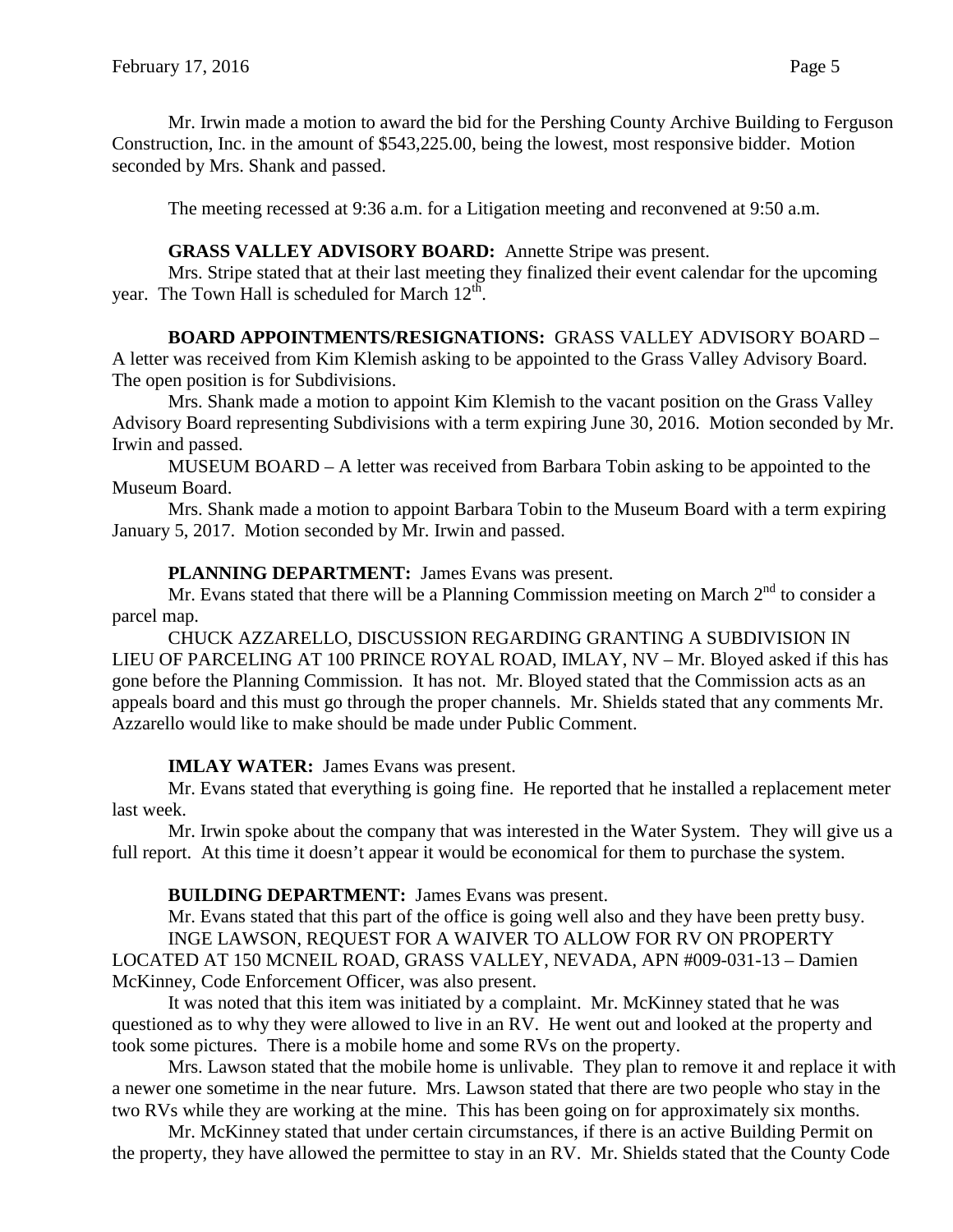Mr. Irwin made a motion to award the bid for the Pershing County Archive Building to Ferguson Construction, Inc. in the amount of $543,225.00, being the lowest, most responsive bidder. Motion seconded by Mrs. Shank and passed.

The meeting recessed at 9:36 a.m. for a Litigation meeting and reconvened at 9:50 a.m.

**GRASS VALLEY ADVISORY BOARD:** Annette Stripe was present.

Mrs. Stripe stated that at their last meeting they finalized their event calendar for the upcoming year. The Town Hall is scheduled for March 12th.

**BOARD APPOINTMENTS/RESIGNATIONS:** GRASS VALLEY ADVISORY BOARD – A letter was received from Kim Klemish asking to be appointed to the Grass Valley Advisory Board. The open position is for Subdivisions.

Mrs. Shank made a motion to appoint Kim Klemish to the vacant position on the Grass Valley Advisory Board representing Subdivisions with a term expiring June 30, 2016. Motion seconded by Mr. Irwin and passed.

MUSEUM BOARD – A letter was received from Barbara Tobin asking to be appointed to the Museum Board.

Mrs. Shank made a motion to appoint Barbara Tobin to the Museum Board with a term expiring January 5, 2017. Motion seconded by Mr. Irwin and passed.

**PLANNING DEPARTMENT:** James Evans was present.

Mr. Evans stated that there will be a Planning Commission meeting on March 2nd to consider a parcel map.

CHUCK AZZARELLO, DISCUSSION REGARDING GRANTING A SUBDIVISION IN LIEU OF PARCELING AT 100 PRINCE ROYAL ROAD, IMLAY, NV – Mr. Bloyed asked if this has gone before the Planning Commission. It has not. Mr. Bloyed stated that the Commission acts as an appeals board and this must go through the proper channels. Mr. Shields stated that any comments Mr. Azzarello would like to make should be made under Public Comment.

**IMLAY WATER:** James Evans was present.

Mr. Evans stated that everything is going fine. He reported that he installed a replacement meter last week.

Mr. Irwin spoke about the company that was interested in the Water System. They will give us a full report. At this time it doesn't appear it would be economical for them to purchase the system.

**BUILDING DEPARTMENT:** James Evans was present.

Mr. Evans stated that this part of the office is going well also and they have been pretty busy.

INGE LAWSON, REQUEST FOR A WAIVER TO ALLOW FOR RV ON PROPERTY LOCATED AT 150 MCNEIL ROAD, GRASS VALLEY, NEVADA, APN #009-031-13 – Damien McKinney, Code Enforcement Officer, was also present.

It was noted that this item was initiated by a complaint. Mr. McKinney stated that he was questioned as to why they were allowed to live in an RV. He went out and looked at the property and took some pictures. There is a mobile home and some RVs on the property.

Mrs. Lawson stated that the mobile home is unlivable. They plan to remove it and replace it with a newer one sometime in the near future. Mrs. Lawson stated that there are two people who stay in the two RVs while they are working at the mine. This has been going on for approximately six months.

Mr. McKinney stated that under certain circumstances, if there is an active Building Permit on the property, they have allowed the permittee to stay in an RV. Mr. Shields stated that the County Code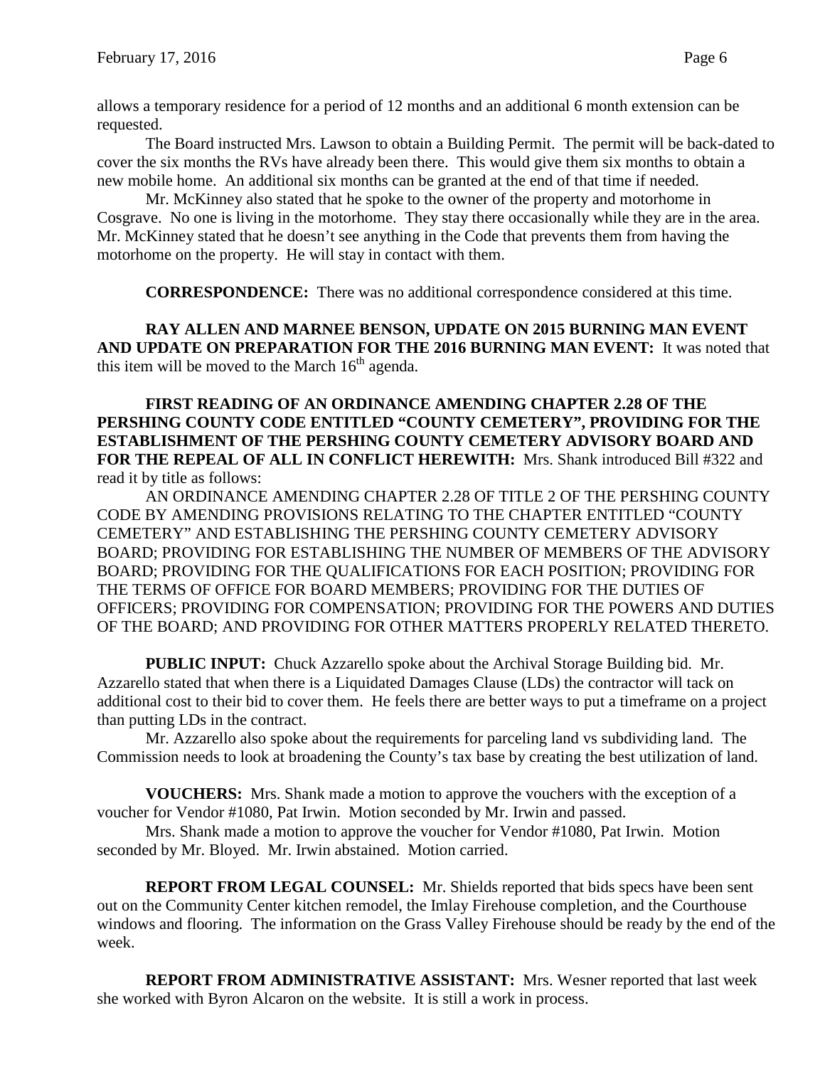allows a temporary residence for a period of 12 months and an additional 6 month extension can be requested.

The Board instructed Mrs. Lawson to obtain a Building Permit. The permit will be back-dated to cover the six months the RVs have already been there. This would give them six months to obtain a new mobile home. An additional six months can be granted at the end of that time if needed.

Mr. McKinney also stated that he spoke to the owner of the property and motorhome in Cosgrave. No one is living in the motorhome. They stay there occasionally while they are in the area. Mr. McKinney stated that he doesn't see anything in the Code that prevents them from having the motorhome on the property. He will stay in contact with them.

**CORRESPONDENCE:** There was no additional correspondence considered at this time.

**RAY ALLEN AND MARNEE BENSON, UPDATE ON 2015 BURNING MAN EVENT AND UPDATE ON PREPARATION FOR THE 2016 BURNING MAN EVENT:** It was noted that this item will be moved to the March 16th agenda.

**FIRST READING OF AN ORDINANCE AMENDING CHAPTER 2.28 OF THE PERSHING COUNTY CODE ENTITLED "COUNTY CEMETERY", PROVIDING FOR THE ESTABLISHMENT OF THE PERSHING COUNTY CEMETERY ADVISORY BOARD AND FOR THE REPEAL OF ALL IN CONFLICT HEREWITH:** Mrs. Shank introduced Bill #322 and read it by title as follows:

AN ORDINANCE AMENDING CHAPTER 2.28 OF TITLE 2 OF THE PERSHING COUNTY CODE BY AMENDING PROVISIONS RELATING TO THE CHAPTER ENTITLED "COUNTY CEMETERY" AND ESTABLISHING THE PERSHING COUNTY CEMETERY ADVISORY BOARD; PROVIDING FOR ESTABLISHING THE NUMBER OF MEMBERS OF THE ADVISORY BOARD; PROVIDING FOR THE QUALIFICATIONS FOR EACH POSITION; PROVIDING FOR THE TERMS OF OFFICE FOR BOARD MEMBERS; PROVIDING FOR THE DUTIES OF OFFICERS; PROVIDING FOR COMPENSATION; PROVIDING FOR THE POWERS AND DUTIES OF THE BOARD; AND PROVIDING FOR OTHER MATTERS PROPERLY RELATED THERETO.

**PUBLIC INPUT:** Chuck Azzarello spoke about the Archival Storage Building bid. Mr. Azzarello stated that when there is a Liquidated Damages Clause (LDs) the contractor will tack on additional cost to their bid to cover them. He feels there are better ways to put a timeframe on a project than putting LDs in the contract.

Mr. Azzarello also spoke about the requirements for parceling land vs subdividing land. The Commission needs to look at broadening the County's tax base by creating the best utilization of land.

**VOUCHERS:** Mrs. Shank made a motion to approve the vouchers with the exception of a voucher for Vendor #1080, Pat Irwin. Motion seconded by Mr. Irwin and passed.

Mrs. Shank made a motion to approve the voucher for Vendor #1080, Pat Irwin. Motion seconded by Mr. Bloyed. Mr. Irwin abstained. Motion carried.

**REPORT FROM LEGAL COUNSEL:** Mr. Shields reported that bids specs have been sent out on the Community Center kitchen remodel, the Imlay Firehouse completion, and the Courthouse windows and flooring. The information on the Grass Valley Firehouse should be ready by the end of the week.

**REPORT FROM ADMINISTRATIVE ASSISTANT:** Mrs. Wesner reported that last week she worked with Byron Alcaron on the website. It is still a work in process.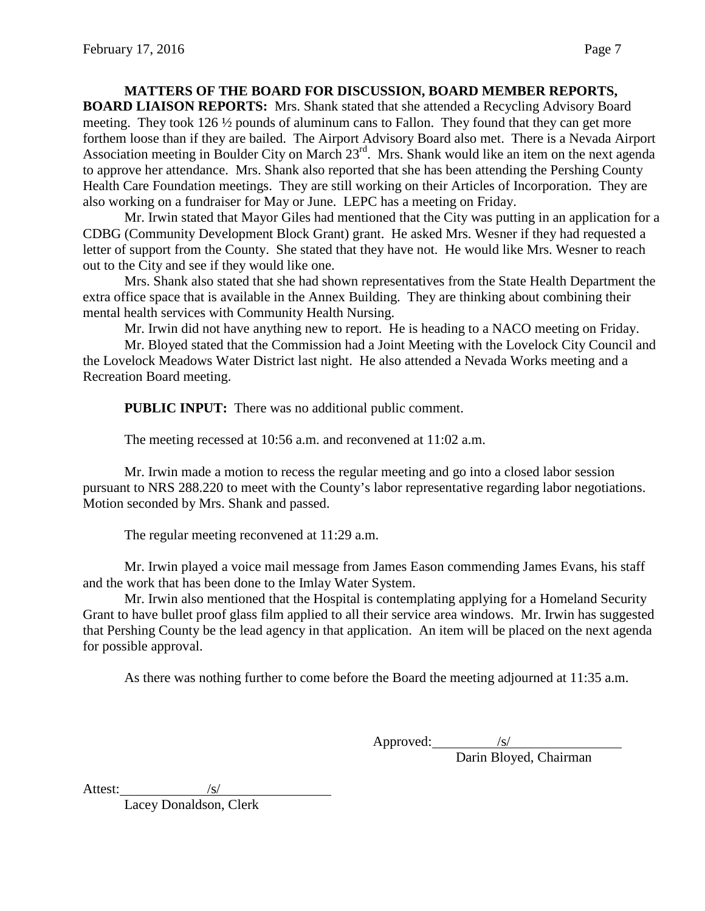**MATTERS OF THE BOARD FOR DISCUSSION, BOARD MEMBER REPORTS, BOARD LIAISON REPORTS:** Mrs. Shank stated that she attended a Recycling Advisory Board meeting. They took 126 ½ pounds of aluminum cans to Fallon. They found that they can get more forthem loose than if they are bailed. The Airport Advisory Board also met. There is a Nevada Airport Association meeting in Boulder City on March 23rd. Mrs. Shank would like an item on the next agenda to approve her attendance. Mrs. Shank also reported that she has been attending the Pershing County Health Care Foundation meetings. They are still working on their Articles of Incorporation. They are also working on a fundraiser for May or June. LEPC has a meeting on Friday.

Mr. Irwin stated that Mayor Giles had mentioned that the City was putting in an application for a CDBG (Community Development Block Grant) grant. He asked Mrs. Wesner if they had requested a letter of support from the County. She stated that they have not. He would like Mrs. Wesner to reach out to the City and see if they would like one.

Mrs. Shank also stated that she had shown representatives from the State Health Department the extra office space that is available in the Annex Building. They are thinking about combining their mental health services with Community Health Nursing.

Mr. Irwin did not have anything new to report. He is heading to a NACO meeting on Friday.

Mr. Bloyed stated that the Commission had a Joint Meeting with the Lovelock City Council and the Lovelock Meadows Water District last night. He also attended a Nevada Works meeting and a Recreation Board meeting.

**PUBLIC INPUT:** There was no additional public comment.

The meeting recessed at 10:56 a.m. and reconvened at 11:02 a.m.

Mr. Irwin made a motion to recess the regular meeting and go into a closed labor session pursuant to NRS 288.220 to meet with the County's labor representative regarding labor negotiations. Motion seconded by Mrs. Shank and passed.

The regular meeting reconvened at 11:29 a.m.

Mr. Irwin played a voice mail message from James Eason commending James Evans, his staff and the work that has been done to the Imlay Water System.

Mr. Irwin also mentioned that the Hospital is contemplating applying for a Homeland Security Grant to have bullet proof glass film applied to all their service area windows. Mr. Irwin has suggested that Pershing County be the lead agency in that application. An item will be placed on the next agenda for possible approval.

As there was nothing further to come before the Board the meeting adjourned at 11:35 a.m.

Approved: /s/
Darin Bloyed, Chairman

Attest: /s/
Lacey Donaldson, Clerk